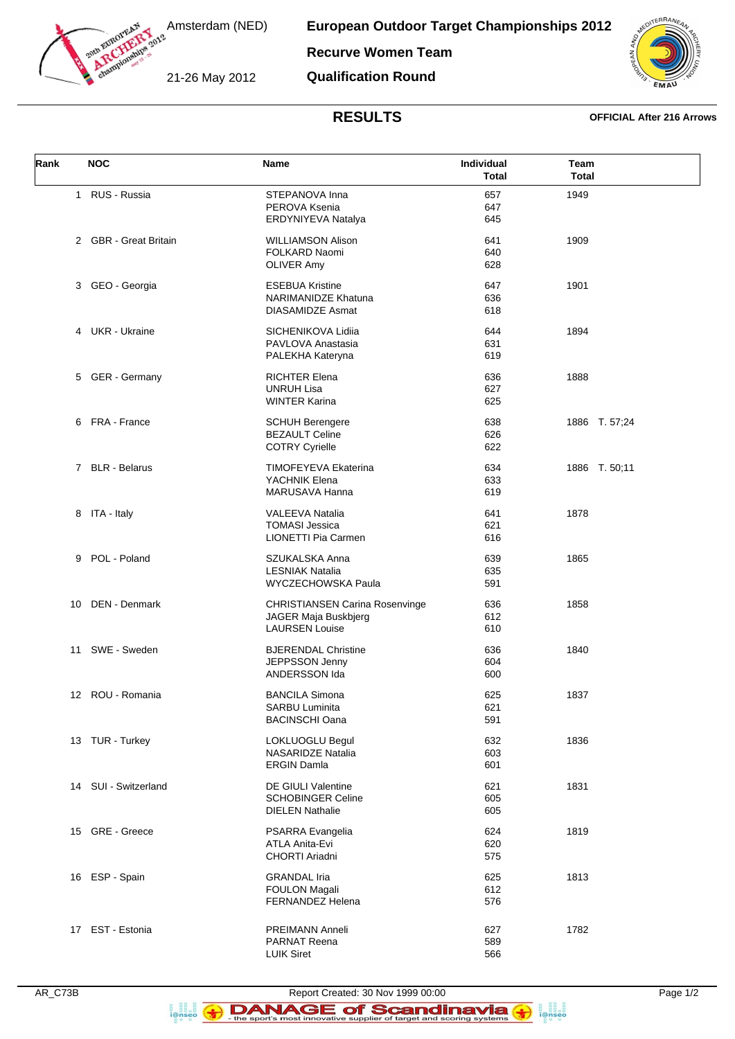Amsterdam (NED)

21-26 May 2012

# European Outdoor Target Championships 2012

## Recurve Women Team

## Qualification Round

## RESULTS

**OFFICIAL After 216 Arrows**

| Rank | NOC | Name | Individual Total | Team Total |
|---|---|---|---|---|
| 1 | RUS - Russia | STEPANOVA Inna | 657 | 1949 |
| | | PEROVA Ksenia | 647 | |
| | | ERDYNIYEVA Natalya | 645 | |
| 2 | GBR - Great Britain | WILLIAMSON Alison | 641 | 1909 |
| | | FOLKARD Naomi | 640 | |
| | | OLIVER Amy | 628 | |
| 3 | GEO - Georgia | ESEBUA Kristine | 647 | 1901 |
| | | NARIMANIDZE Khatuna | 636 | |
| | | DIASAMIDZE Asmat | 618 | |
| 4 | UKR - Ukraine | SICHENIKOVA Lidiia | 644 | 1894 |
| | | PAVLOVA Anastasia | 631 | |
| | | PALEKHA Kateryna | 619 | |
| 5 | GER - Germany | RICHTER Elena | 636 | 1888 |
| | | UNRUH Lisa | 627 | |
| | | WINTER Karina | 625 | |
| 6 | FRA - France | SCHUH Berengere | 638 | 1886 T. 57;24 |
| | | BEZAULT Celine | 626 | |
| | | COTRY Cyrielle | 622 | |
| 7 | BLR - Belarus | TIMOFEYEVA Ekaterina | 634 | 1886 T. 50;11 |
| | | YACHNIK Elena | 633 | |
| | | MARUSAVA Hanna | 619 | |
| 8 | ITA - Italy | VALEEVA Natalia | 641 | 1878 |
| | | TOMASI Jessica | 621 | |
| | | LIONETTI Pia Carmen | 616 | |
| 9 | POL - Poland | SZUKALSKA Anna | 639 | 1865 |
| | | LESNIAK Natalia | 635 | |
| | | WYCZECHOWSKA Paula | 591 | |
| 10 | DEN - Denmark | CHRISTIANSEN Carina Rosenvinge | 636 | 1858 |
| | | JAGER Maja Buskbjerg | 612 | |
| | | LAURSEN Louise | 610 | |
| 11 | SWE - Sweden | BJERENDAL Christine | 636 | 1840 |
| | | JEPPSSON Jenny | 604 | |
| | | ANDERSSON Ida | 600 | |
| 12 | ROU - Romania | BANCILA Simona | 625 | 1837 |
| | | SARBU Luminita | 621 | |
| | | BACINSCHI Oana | 591 | |
| 13 | TUR - Turkey | LOKLUOGLU Begul | 632 | 1836 |
| | | NASARIDZE Natalia | 603 | |
| | | ERGIN Damla | 601 | |
| 14 | SUI - Switzerland | DE GIULI Valentine | 621 | 1831 |
| | | SCHOBINGER Celine | 605 | |
| | | DIELEN Nathalie | 605 | |
| 15 | GRE - Greece | PSARRA Evangelia | 624 | 1819 |
| | | ATLA Anita-Evi | 620 | |
| | | CHORTI Ariadni | 575 | |
| 16 | ESP - Spain | GRANDAL Iria | 625 | 1813 |
| | | FOULON Magali | 612 | |
| | | FERNANDEZ Helena | 576 | |
| 17 | EST - Estonia | PREIMANN Anneli | 627 | 1782 |
| | | PARNAT Reena | 589 | |
| | | LUIK Siret | 566 | |

AR_C73B Report Created: 30 Nov 1999 00:00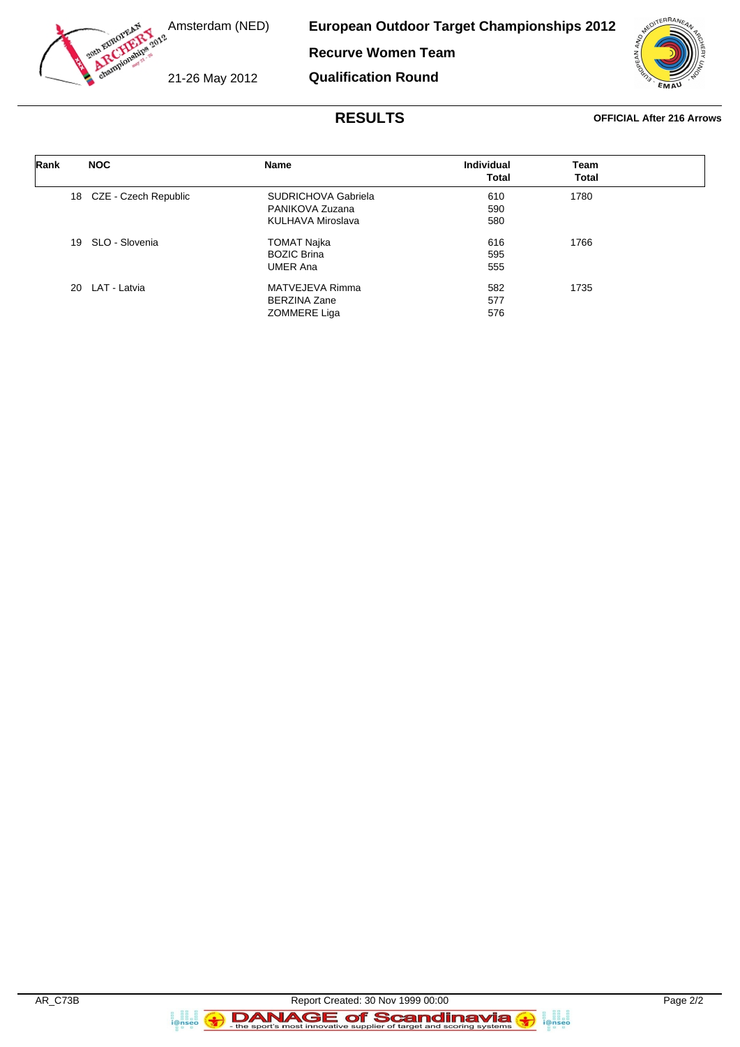Amsterdam (NED)

21-26 May 2012

# European Outdoor Target Championships 2012

## Recurve Women Team

## Qualification Round

### RESULTS

**OFFICIAL After 216 Arrows**

| Rank | NOC | Name | Individual Total | Team Total |
|---|---|---|---|---|
| 18 | CZE - Czech Republic | SUDRICHOVA Gabriela | 610 | 1780 |
| | | PANIKOVA Zuzana | 590 | |
| | | KULHAVA Miroslava | 580 | |
| 19 | SLO - Slovenia | TOMAT Najka | 616 | 1766 |
| | | BOZIC Brina | 595 | |
| | | UMER Ana | 555 | |
| 20 | LAT - Latvia | MATVEJEVA Rimma | 582 | 1735 |
| | | BERZINA Zane | 577 | |
| | | ZOMMERE Liga | 576 | |

AR_C73B

Report Created: 30 Nov 1999 00:00